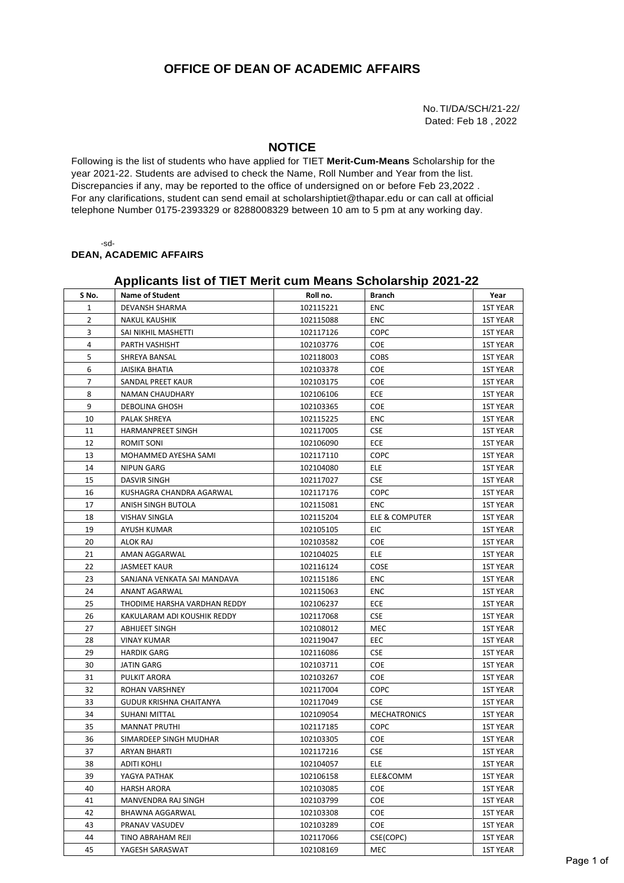# OFFICE OF DEAN OF ACADEMIC AFFAIRS

No. TI/DA/SCH/21-22/
Dated: Feb 18 , 2022

## NOTICE

Following is the list of students who have applied for TIET **Merit-Cum-Means** Scholarship for the year 2021-22. Students are advised to check the Name, Roll Number and Year from the list. Discrepancies if any, may be reported to the office of undersigned on or before Feb 23,2022 . For any clarifications, student can send email at scholarshiptiet@thapar.edu or can call at official telephone Number 0175-2393329 or 8288008329 between 10 am to 5 pm at any working day.

-sd-
**DEAN, ACADEMIC AFFAIRS**

## Applicants list of TIET Merit cum Means Scholarship 2021-22

| S No. | Name of Student | Roll no. | Branch | Year |
|---|---|---|---|---|
| 1 | DEVANSH SHARMA | 102115221 | ENC | 1ST YEAR |
| 2 | NAKUL KAUSHIK | 102115088 | ENC | 1ST YEAR |
| 3 | SAI NIKHIL MASHETTI | 102117126 | COPC | 1ST YEAR |
| 4 | PARTH VASHISHT | 102103776 | COE | 1ST YEAR |
| 5 | SHREYA BANSAL | 102118003 | COBS | 1ST YEAR |
| 6 | JAISIKA BHATIA | 102103378 | COE | 1ST YEAR |
| 7 | SANDAL PREET KAUR | 102103175 | COE | 1ST YEAR |
| 8 | NAMAN CHAUDHARY | 102106106 | ECE | 1ST YEAR |
| 9 | DEBOLINA GHOSH | 102103365 | COE | 1ST YEAR |
| 10 | PALAK SHREYA | 102115225 | ENC | 1ST YEAR |
| 11 | HARMANPREET SINGH | 102117005 | CSE | 1ST YEAR |
| 12 | ROMIT SONI | 102106090 | ECE | 1ST YEAR |
| 13 | MOHAMMED AYESHA SAMI | 102117110 | COPC | 1ST YEAR |
| 14 | NIPUN GARG | 102104080 | ELE | 1ST YEAR |
| 15 | DASVIR SINGH | 102117027 | CSE | 1ST YEAR |
| 16 | KUSHAGRA CHANDRA AGARWAL | 102117176 | COPC | 1ST YEAR |
| 17 | ANISH SINGH BUTOLA | 102115081 | ENC | 1ST YEAR |
| 18 | VISHAV SINGLA | 102115204 | ELE & COMPUTER | 1ST YEAR |
| 19 | AYUSH KUMAR | 102105105 | EIC | 1ST YEAR |
| 20 | ALOK RAJ | 102103582 | COE | 1ST YEAR |
| 21 | AMAN AGGARWAL | 102104025 | ELE | 1ST YEAR |
| 22 | JASMEET KAUR | 102116124 | COSE | 1ST YEAR |
| 23 | SANJANA VENKATA SAI MANDAVA | 102115186 | ENC | 1ST YEAR |
| 24 | ANANT AGARWAL | 102115063 | ENC | 1ST YEAR |
| 25 | THODIME HARSHA VARDHAN REDDY | 102106237 | ECE | 1ST YEAR |
| 26 | KAKULARAM ADI KOUSHIK REDDY | 102117068 | CSE | 1ST YEAR |
| 27 | ABHIJEET SINGH | 102108012 | MEC | 1ST YEAR |
| 28 | VINAY KUMAR | 102119047 | EEC | 1ST YEAR |
| 29 | HARDIK GARG | 102116086 | CSE | 1ST YEAR |
| 30 | JATIN GARG | 102103711 | COE | 1ST YEAR |
| 31 | PULKIT ARORA | 102103267 | COE | 1ST YEAR |
| 32 | ROHAN VARSHNEY | 102117004 | COPC | 1ST YEAR |
| 33 | GUDUR KRISHNA CHAITANYA | 102117049 | CSE | 1ST YEAR |
| 34 | SUHANI MITTAL | 102109054 | MECHATRONICS | 1ST YEAR |
| 35 | MANNAT PRUTHI | 102117185 | COPC | 1ST YEAR |
| 36 | SIMARDEEP SINGH MUDHAR | 102103305 | COE | 1ST YEAR |
| 37 | ARYAN BHARTI | 102117216 | CSE | 1ST YEAR |
| 38 | ADITI KOHLI | 102104057 | ELE | 1ST YEAR |
| 39 | YAGYA PATHAK | 102106158 | ELE&COMM | 1ST YEAR |
| 40 | HARSH ARORA | 102103085 | COE | 1ST YEAR |
| 41 | MANVENDRA RAJ SINGH | 102103799 | COE | 1ST YEAR |
| 42 | BHAWNA AGGARWAL | 102103308 | COE | 1ST YEAR |
| 43 | PRANAV VASUDEV | 102103289 | COE | 1ST YEAR |
| 44 | TINO ABRAHAM REJI | 102117066 | CSE(COPC) | 1ST YEAR |
| 45 | YAGESH SARASWAT | 102108169 | MEC | 1ST YEAR |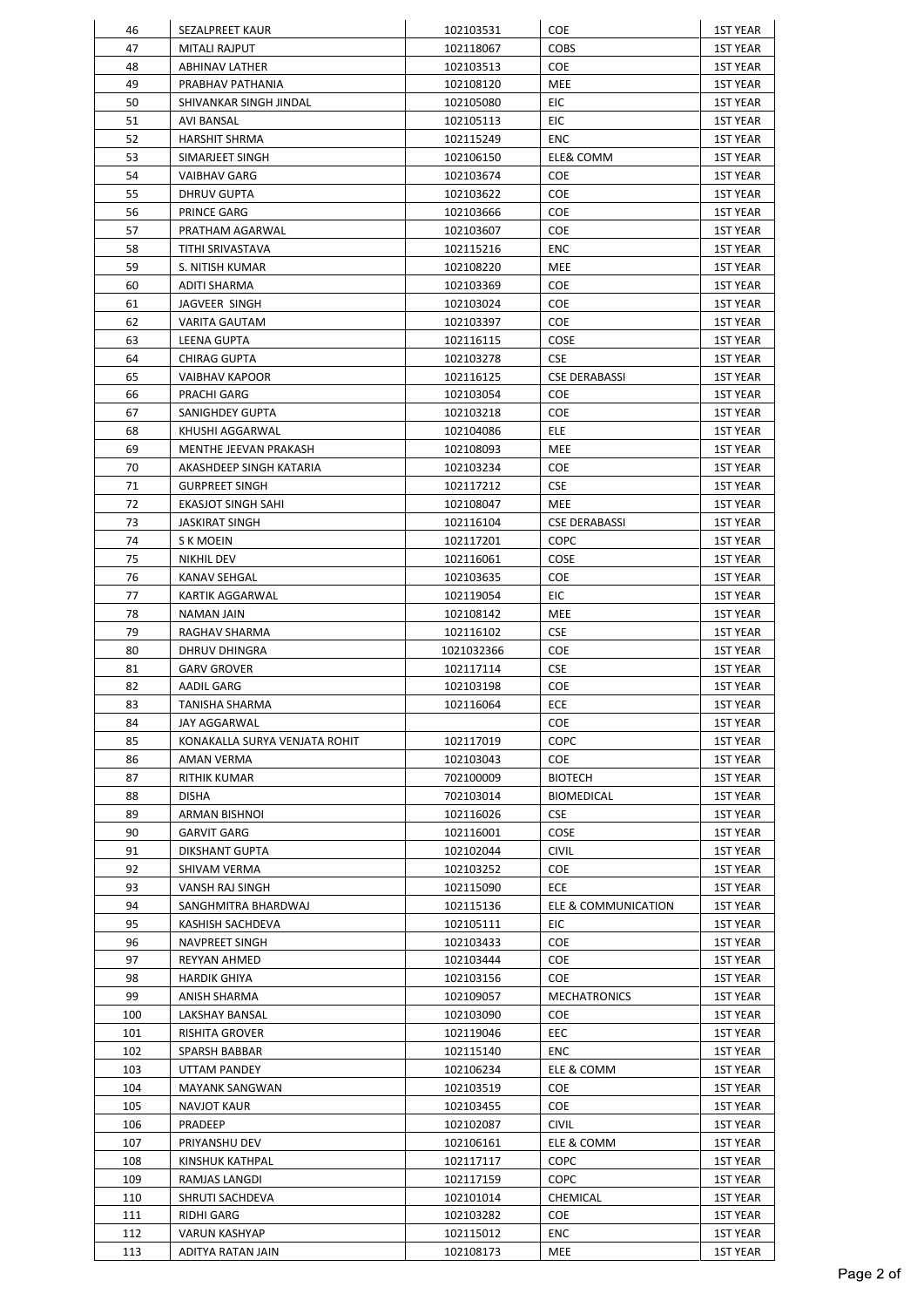| 46 | SEZALPREET KAUR | 102103531 | COE | 1ST YEAR |
|---|---|---|---|---|
| 47 | MITALI RAJPUT | 102118067 | COBS | 1ST YEAR |
| 48 | ABHINAV LATHER | 102103513 | COE | 1ST YEAR |
| 49 | PRABHAV PATHANIA | 102108120 | MEE | 1ST YEAR |
| 50 | SHIVANKAR SINGH JINDAL | 102105080 | EIC | 1ST YEAR |
| 51 | AVI BANSAL | 102105113 | EIC | 1ST YEAR |
| 52 | HARSHIT SHRMA | 102115249 | ENC | 1ST YEAR |
| 53 | SIMARJEET SINGH | 102106150 | ELE& COMM | 1ST YEAR |
| 54 | VAIBHAV GARG | 102103674 | COE | 1ST YEAR |
| 55 | DHRUV GUPTA | 102103622 | COE | 1ST YEAR |
| 56 | PRINCE GARG | 102103666 | COE | 1ST YEAR |
| 57 | PRATHAM AGARWAL | 102103607 | COE | 1ST YEAR |
| 58 | TITHI SRIVASTAVA | 102115216 | ENC | 1ST YEAR |
| 59 | S. NITISH KUMAR | 102108220 | MEE | 1ST YEAR |
| 60 | ADITI SHARMA | 102103369 | COE | 1ST YEAR |
| 61 | JAGVEER SINGH | 102103024 | COE | 1ST YEAR |
| 62 | VARITA GAUTAM | 102103397 | COE | 1ST YEAR |
| 63 | LEENA GUPTA | 102116115 | COSE | 1ST YEAR |
| 64 | CHIRAG GUPTA | 102103278 | CSE | 1ST YEAR |
| 65 | VAIBHAV KAPOOR | 102116125 | CSE DERABASSI | 1ST YEAR |
| 66 | PRACHI GARG | 102103054 | COE | 1ST YEAR |
| 67 | SANIGHDEY GUPTA | 102103218 | COE | 1ST YEAR |
| 68 | KHUSHI AGGARWAL | 102104086 | ELE | 1ST YEAR |
| 69 | MENTHE JEEVAN PRAKASH | 102108093 | MEE | 1ST YEAR |
| 70 | AKASHDEEP SINGH KATARIA | 102103234 | COE | 1ST YEAR |
| 71 | GURPREET SINGH | 102117212 | CSE | 1ST YEAR |
| 72 | EKASJOT SINGH SAHI | 102108047 | MEE | 1ST YEAR |
| 73 | JASKIRAT SINGH | 102116104 | CSE DERABASSI | 1ST YEAR |
| 74 | S K MOEIN | 102117201 | COPC | 1ST YEAR |
| 75 | NIKHIL DEV | 102116061 | COSE | 1ST YEAR |
| 76 | KANAV SEHGAL | 102103635 | COE | 1ST YEAR |
| 77 | KARTIK AGGARWAL | 102119054 | EIC | 1ST YEAR |
| 78 | NAMAN JAIN | 102108142 | MEE | 1ST YEAR |
| 79 | RAGHAV SHARMA | 102116102 | CSE | 1ST YEAR |
| 80 | DHRUV DHINGRA | 1021032366 | COE | 1ST YEAR |
| 81 | GARV GROVER | 102117114 | CSE | 1ST YEAR |
| 82 | AADIL GARG | 102103198 | COE | 1ST YEAR |
| 83 | TANISHA SHARMA | 102116064 | ECE | 1ST YEAR |
| 84 | JAY AGGARWAL | | COE | 1ST YEAR |
| 85 | KONAKALLA SURYA VENJATA ROHIT | 102117019 | COPC | 1ST YEAR |
| 86 | AMAN VERMA | 102103043 | COE | 1ST YEAR |
| 87 | RITHIK KUMAR | 702100009 | BIOTECH | 1ST YEAR |
| 88 | DISHA | 702103014 | BIOMEDICAL | 1ST YEAR |
| 89 | ARMAN BISHNOI | 102116026 | CSE | 1ST YEAR |
| 90 | GARVIT GARG | 102116001 | COSE | 1ST YEAR |
| 91 | DIKSHANT GUPTA | 102102044 | CIVIL | 1ST YEAR |
| 92 | SHIVAM VERMA | 102103252 | COE | 1ST YEAR |
| 93 | VANSH RAJ SINGH | 102115090 | ECE | 1ST YEAR |
| 94 | SANGHMITRA BHARDWAJ | 102115136 | ELE & COMMUNICATION | 1ST YEAR |
| 95 | KASHISH SACHDEVA | 102105111 | EIC | 1ST YEAR |
| 96 | NAVPREET SINGH | 102103433 | COE | 1ST YEAR |
| 97 | REYYAN AHMED | 102103444 | COE | 1ST YEAR |
| 98 | HARDIK GHIYA | 102103156 | COE | 1ST YEAR |
| 99 | ANISH SHARMA | 102109057 | MECHATRONICS | 1ST YEAR |
| 100 | LAKSHAY BANSAL | 102103090 | COE | 1ST YEAR |
| 101 | RISHITA GROVER | 102119046 | EEC | 1ST YEAR |
| 102 | SPARSH BABBAR | 102115140 | ENC | 1ST YEAR |
| 103 | UTTAM PANDEY | 102106234 | ELE & COMM | 1ST YEAR |
| 104 | MAYANK SANGWAN | 102103519 | COE | 1ST YEAR |
| 105 | NAVJOT KAUR | 102103455 | COE | 1ST YEAR |
| 106 | PRADEEP | 102102087 | CIVIL | 1ST YEAR |
| 107 | PRIYANSHU DEV | 102106161 | ELE & COMM | 1ST YEAR |
| 108 | KINSHUK KATHPAL | 102117117 | COPC | 1ST YEAR |
| 109 | RAMJAS LANGDI | 102117159 | COPC | 1ST YEAR |
| 110 | SHRUTI SACHDEVA | 102101014 | CHEMICAL | 1ST YEAR |
| 111 | RIDHI GARG | 102103282 | COE | 1ST YEAR |
| 112 | VARUN KASHYAP | 102115012 | ENC | 1ST YEAR |
| 113 | ADITYA RATAN JAIN | 102108173 | MEE | 1ST YEAR |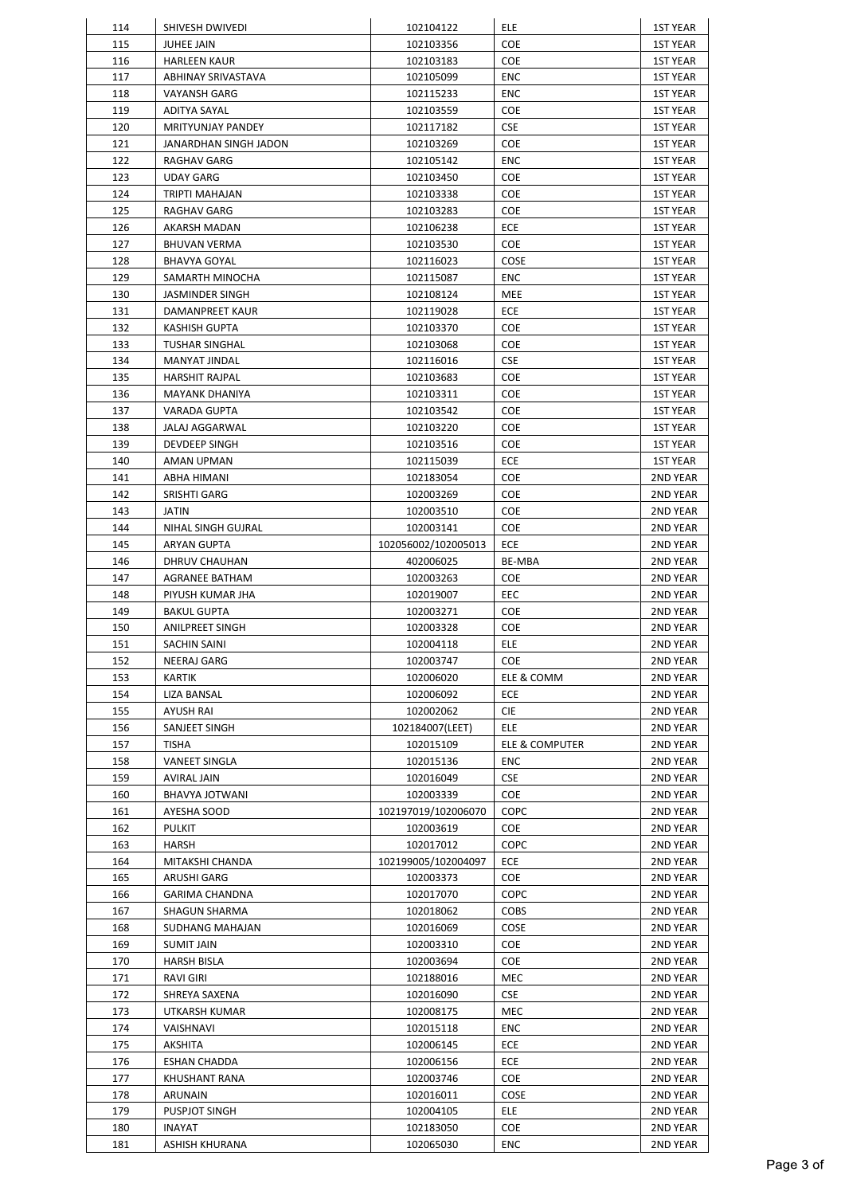| 114 | SHIVESH DWIVEDI | 102104122 | ELE | 1ST YEAR |
|---|---|---|---|---|
| 115 | JUHEE JAIN | 102103356 | COE | 1ST YEAR |
| 116 | HARLEEN KAUR | 102103183 | COE | 1ST YEAR |
| 117 | ABHINAY SRIVASTAVA | 102105099 | ENC | 1ST YEAR |
| 118 | VAYANSH GARG | 102115233 | ENC | 1ST YEAR |
| 119 | ADITYA SAYAL | 102103559 | COE | 1ST YEAR |
| 120 | MRITYUNJAY PANDEY | 102117182 | CSE | 1ST YEAR |
| 121 | JANARDHAN SINGH JADON | 102103269 | COE | 1ST YEAR |
| 122 | RAGHAV GARG | 102105142 | ENC | 1ST YEAR |
| 123 | UDAY GARG | 102103450 | COE | 1ST YEAR |
| 124 | TRIPTI MAHAJAN | 102103338 | COE | 1ST YEAR |
| 125 | RAGHAV GARG | 102103283 | COE | 1ST YEAR |
| 126 | AKARSH MADAN | 102106238 | ECE | 1ST YEAR |
| 127 | BHUVAN VERMA | 102103530 | COE | 1ST YEAR |
| 128 | BHAVYA GOYAL | 102116023 | COSE | 1ST YEAR |
| 129 | SAMARTH MINOCHA | 102115087 | ENC | 1ST YEAR |
| 130 | JASMINDER SINGH | 102108124 | MEE | 1ST YEAR |
| 131 | DAMANPREET KAUR | 102119028 | ECE | 1ST YEAR |
| 132 | KASHISH GUPTA | 102103370 | COE | 1ST YEAR |
| 133 | TUSHAR SINGHAL | 102103068 | COE | 1ST YEAR |
| 134 | MANYAT JINDAL | 102116016 | CSE | 1ST YEAR |
| 135 | HARSHIT RAJPAL | 102103683 | COE | 1ST YEAR |
| 136 | MAYANK DHANIYA | 102103311 | COE | 1ST YEAR |
| 137 | VARADA GUPTA | 102103542 | COE | 1ST YEAR |
| 138 | JALAJ AGGARWAL | 102103220 | COE | 1ST YEAR |
| 139 | DEVDEEP SINGH | 102103516 | COE | 1ST YEAR |
| 140 | AMAN UPMAN | 102115039 | ECE | 1ST YEAR |
| 141 | ABHA HIMANI | 102183054 | COE | 2ND YEAR |
| 142 | SRISHTI GARG | 102003269 | COE | 2ND YEAR |
| 143 | JATIN | 102003510 | COE | 2ND YEAR |
| 144 | NIHAL SINGH GUJRAL | 102003141 | COE | 2ND YEAR |
| 145 | ARYAN GUPTA | 102056002/102005013 | ECE | 2ND YEAR |
| 146 | DHRUV CHAUHAN | 402006025 | BE-MBA | 2ND YEAR |
| 147 | AGRANEE BATHAM | 102003263 | COE | 2ND YEAR |
| 148 | PIYUSH KUMAR JHA | 102019007 | EEC | 2ND YEAR |
| 149 | BAKUL GUPTA | 102003271 | COE | 2ND YEAR |
| 150 | ANILPREET SINGH | 102003328 | COE | 2ND YEAR |
| 151 | SACHIN SAINI | 102004118 | ELE | 2ND YEAR |
| 152 | NEERAJ GARG | 102003747 | COE | 2ND YEAR |
| 153 | KARTIK | 102006020 | ELE & COMM | 2ND YEAR |
| 154 | LIZA BANSAL | 102006092 | ECE | 2ND YEAR |
| 155 | AYUSH RAI | 102002062 | CIE | 2ND YEAR |
| 156 | SANJEET SINGH | 102184007(LEET) | ELE | 2ND YEAR |
| 157 | TISHA | 102015109 | ELE & COMPUTER | 2ND YEAR |
| 158 | VANEET SINGLA | 102015136 | ENC | 2ND YEAR |
| 159 | AVIRAL JAIN | 102016049 | CSE | 2ND YEAR |
| 160 | BHAVYA JOTWANI | 102003339 | COE | 2ND YEAR |
| 161 | AYESHA SOOD | 102197019/102006070 | COPC | 2ND YEAR |
| 162 | PULKIT | 102003619 | COE | 2ND YEAR |
| 163 | HARSH | 102017012 | COPC | 2ND YEAR |
| 164 | MITAKSHI CHANDA | 102199005/102004097 | ECE | 2ND YEAR |
| 165 | ARUSHI GARG | 102003373 | COE | 2ND YEAR |
| 166 | GARIMA CHANDNA | 102017070 | COPC | 2ND YEAR |
| 167 | SHAGUN SHARMA | 102018062 | COBS | 2ND YEAR |
| 168 | SUDHANG MAHAJAN | 102016069 | COSE | 2ND YEAR |
| 169 | SUMIT JAIN | 102003310 | COE | 2ND YEAR |
| 170 | HARSH BISLA | 102003694 | COE | 2ND YEAR |
| 171 | RAVI GIRI | 102188016 | MEC | 2ND YEAR |
| 172 | SHREYA SAXENA | 102016090 | CSE | 2ND YEAR |
| 173 | UTKARSH KUMAR | 102008175 | MEC | 2ND YEAR |
| 174 | VAISHNAVI | 102015118 | ENC | 2ND YEAR |
| 175 | AKSHITA | 102006145 | ECE | 2ND YEAR |
| 176 | ESHAN CHADDA | 102006156 | ECE | 2ND YEAR |
| 177 | KHUSHANT RANA | 102003746 | COE | 2ND YEAR |
| 178 | ARUNAIN | 102016011 | COSE | 2ND YEAR |
| 179 | PUSPJOT SINGH | 102004105 | ELE | 2ND YEAR |
| 180 | INAYAT | 102183050 | COE | 2ND YEAR |
| 181 | ASHISH KHURANA | 102065030 | ENC | 2ND YEAR |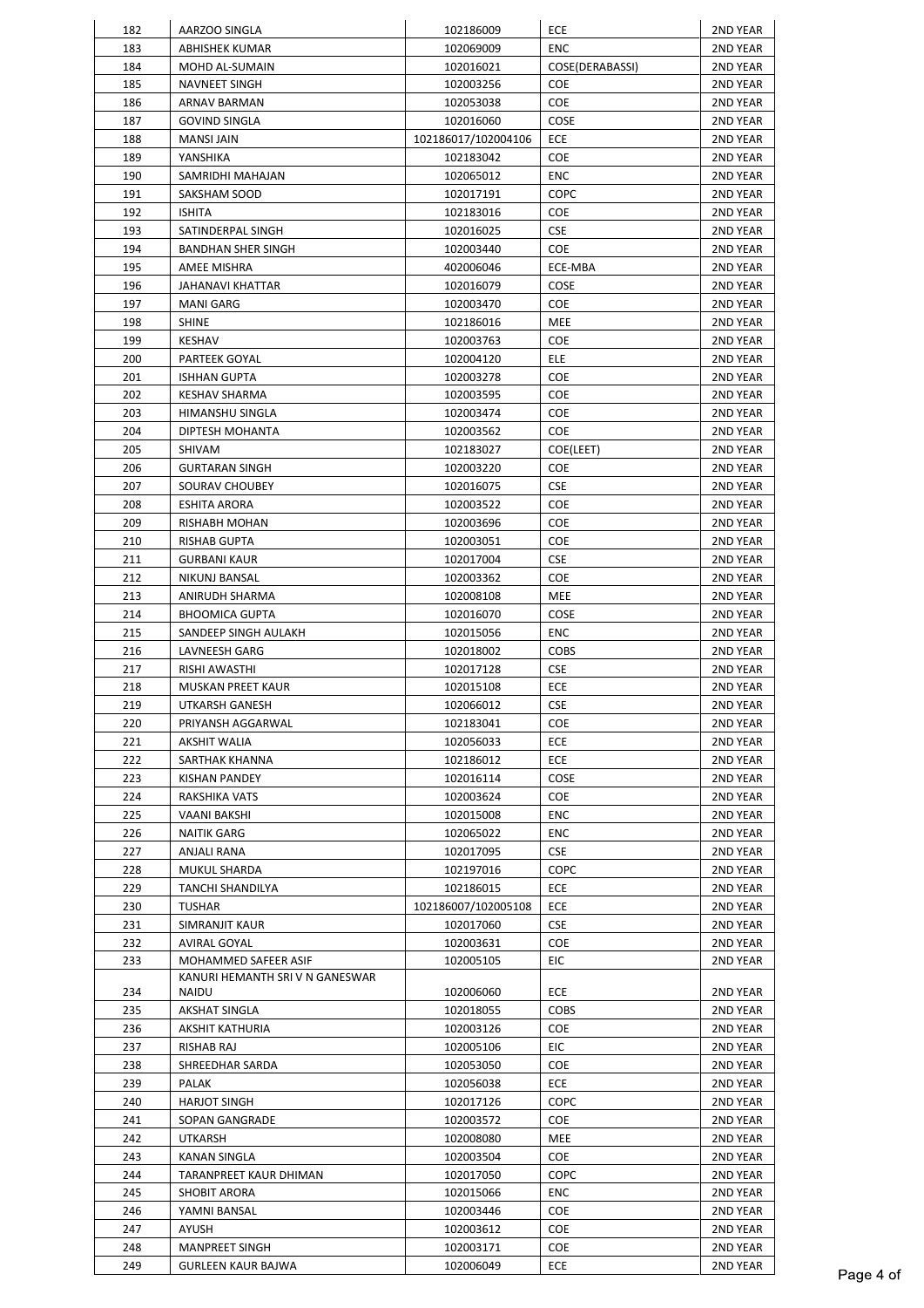| 182 | AARZOO SINGLA | 102186009 | ECE | 2ND YEAR |
|---|---|---|---|---|
| 183 | ABHISHEK KUMAR | 102069009 | ENC | 2ND YEAR |
| 184 | MOHD AL-SUMAIN | 102016021 | COSE(DERABASSI) | 2ND YEAR |
| 185 | NAVNEET SINGH | 102003256 | COE | 2ND YEAR |
| 186 | ARNAV BARMAN | 102053038 | COE | 2ND YEAR |
| 187 | GOVIND SINGLA | 102016060 | COSE | 2ND YEAR |
| 188 | MANSI JAIN | 102186017/102004106 | ECE | 2ND YEAR |
| 189 | YANSHIKA | 102183042 | COE | 2ND YEAR |
| 190 | SAMRIDHI MAHAJAN | 102065012 | ENC | 2ND YEAR |
| 191 | SAKSHAM SOOD | 102017191 | COPC | 2ND YEAR |
| 192 | ISHITA | 102183016 | COE | 2ND YEAR |
| 193 | SATINDERPAL SINGH | 102016025 | CSE | 2ND YEAR |
| 194 | BANDHAN SHER SINGH | 102003440 | COE | 2ND YEAR |
| 195 | AMEE MISHRA | 402006046 | ECE-MBA | 2ND YEAR |
| 196 | JAHANAVI KHATTAR | 102016079 | COSE | 2ND YEAR |
| 197 | MANI GARG | 102003470 | COE | 2ND YEAR |
| 198 | SHINE | 102186016 | MEE | 2ND YEAR |
| 199 | KESHAV | 102003763 | COE | 2ND YEAR |
| 200 | PARTEEK GOYAL | 102004120 | ELE | 2ND YEAR |
| 201 | ISHHAN GUPTA | 102003278 | COE | 2ND YEAR |
| 202 | KESHAV SHARMA | 102003595 | COE | 2ND YEAR |
| 203 | HIMANSHU SINGLA | 102003474 | COE | 2ND YEAR |
| 204 | DIPTESH MOHANTA | 102003562 | COE | 2ND YEAR |
| 205 | SHIVAM | 102183027 | COE(LEET) | 2ND YEAR |
| 206 | GURTARAN SINGH | 102003220 | COE | 2ND YEAR |
| 207 | SOURAV CHOUBEY | 102016075 | CSE | 2ND YEAR |
| 208 | ESHITA ARORA | 102003522 | COE | 2ND YEAR |
| 209 | RISHABH MOHAN | 102003696 | COE | 2ND YEAR |
| 210 | RISHAB GUPTA | 102003051 | COE | 2ND YEAR |
| 211 | GURBANI KAUR | 102017004 | CSE | 2ND YEAR |
| 212 | NIKUNJ BANSAL | 102003362 | COE | 2ND YEAR |
| 213 | ANIRUDH SHARMA | 102008108 | MEE | 2ND YEAR |
| 214 | BHOOMICA GUPTA | 102016070 | COSE | 2ND YEAR |
| 215 | SANDEEP SINGH AULAKH | 102015056 | ENC | 2ND YEAR |
| 216 | LAVNEESH GARG | 102018002 | COBS | 2ND YEAR |
| 217 | RISHI AWASTHI | 102017128 | CSE | 2ND YEAR |
| 218 | MUSKAN PREET KAUR | 102015108 | ECE | 2ND YEAR |
| 219 | UTKARSH GANESH | 102066012 | CSE | 2ND YEAR |
| 220 | PRIYANSH AGGARWAL | 102183041 | COE | 2ND YEAR |
| 221 | AKSHIT WALIA | 102056033 | ECE | 2ND YEAR |
| 222 | SARTHAK KHANNA | 102186012 | ECE | 2ND YEAR |
| 223 | KISHAN PANDEY | 102016114 | COSE | 2ND YEAR |
| 224 | RAKSHIKA VATS | 102003624 | COE | 2ND YEAR |
| 225 | VAANI BAKSHI | 102015008 | ENC | 2ND YEAR |
| 226 | NAITIK GARG | 102065022 | ENC | 2ND YEAR |
| 227 | ANJALI RANA | 102017095 | CSE | 2ND YEAR |
| 228 | MUKUL SHARDA | 102197016 | COPC | 2ND YEAR |
| 229 | TANCHI SHANDILYA | 102186015 | ECE | 2ND YEAR |
| 230 | TUSHAR | 102186007/102005108 | ECE | 2ND YEAR |
| 231 | SIMRANJIT KAUR | 102017060 | CSE | 2ND YEAR |
| 232 | AVIRAL GOYAL | 102003631 | COE | 2ND YEAR |
| 233 | MOHAMMED SAFEER ASIF | 102005105 | EIC | 2ND YEAR |
| 234 | KANURI HEMANTH SRI V N GANESWAR NAIDU | 102006060 | ECE | 2ND YEAR |
| 235 | AKSHAT SINGLA | 102018055 | COBS | 2ND YEAR |
| 236 | AKSHIT KATHURIA | 102003126 | COE | 2ND YEAR |
| 237 | RISHAB RAJ | 102005106 | EIC | 2ND YEAR |
| 238 | SHREEDHAR SARDA | 102053050 | COE | 2ND YEAR |
| 239 | PALAK | 102056038 | ECE | 2ND YEAR |
| 240 | HARJOT SINGH | 102017126 | COPC | 2ND YEAR |
| 241 | SOPAN GANGRADE | 102003572 | COE | 2ND YEAR |
| 242 | UTKARSH | 102008080 | MEE | 2ND YEAR |
| 243 | KANAN SINGLA | 102003504 | COE | 2ND YEAR |
| 244 | TARANPREET KAUR DHIMAN | 102017050 | COPC | 2ND YEAR |
| 245 | SHOBIT ARORA | 102015066 | ENC | 2ND YEAR |
| 246 | YAMNI BANSAL | 102003446 | COE | 2ND YEAR |
| 247 | AYUSH | 102003612 | COE | 2ND YEAR |
| 248 | MANPREET SINGH | 102003171 | COE | 2ND YEAR |
| 249 | GURLEEN KAUR BAJWA | 102006049 | ECE | 2ND YEAR |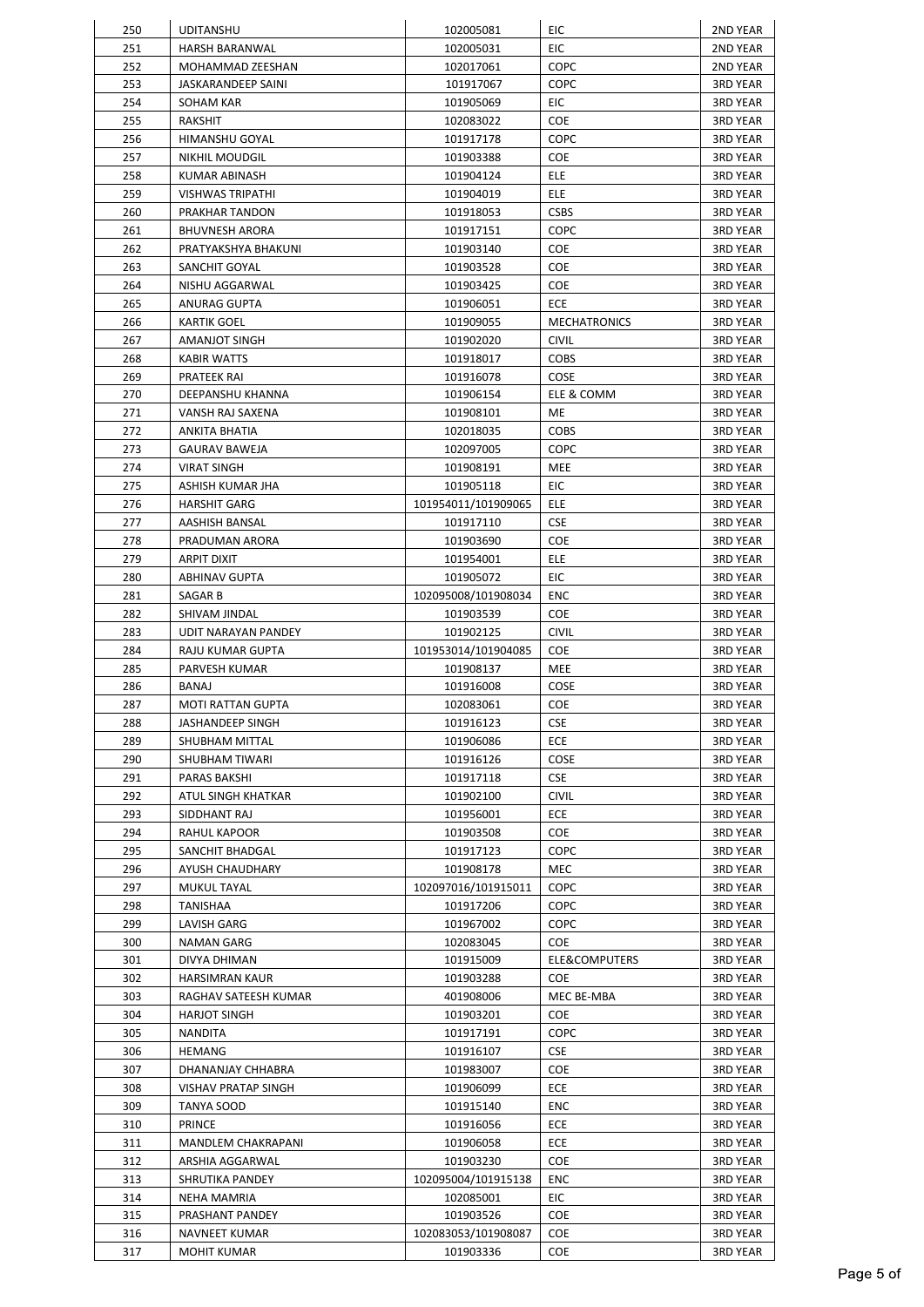| | | | | |
|---|---|---|---|---|
| 250 | UDITANSHU | 102005081 | EIC | 2ND YEAR |
| 251 | HARSH BARANWAL | 102005031 | EIC | 2ND YEAR |
| 252 | MOHAMMAD ZEESHAN | 102017061 | COPC | 2ND YEAR |
| 253 | JASKARANDEEP SAINI | 101917067 | COPC | 3RD YEAR |
| 254 | SOHAM KAR | 101905069 | EIC | 3RD YEAR |
| 255 | RAKSHIT | 102083022 | COE | 3RD YEAR |
| 256 | HIMANSHU GOYAL | 101917178 | COPC | 3RD YEAR |
| 257 | NIKHIL MOUDGIL | 101903388 | COE | 3RD YEAR |
| 258 | KUMAR ABINASH | 101904124 | ELE | 3RD YEAR |
| 259 | VISHWAS TRIPATHI | 101904019 | ELE | 3RD YEAR |
| 260 | PRAKHAR TANDON | 101918053 | CSBS | 3RD YEAR |
| 261 | BHUVNESH ARORA | 101917151 | COPC | 3RD YEAR |
| 262 | PRATYAKSHYA BHAKUNI | 101903140 | COE | 3RD YEAR |
| 263 | SANCHIT GOYAL | 101903528 | COE | 3RD YEAR |
| 264 | NISHU AGGARWAL | 101903425 | COE | 3RD YEAR |
| 265 | ANURAG GUPTA | 101906051 | ECE | 3RD YEAR |
| 266 | KARTIK GOEL | 101909055 | MECHATRONICS | 3RD YEAR |
| 267 | AMANJOT SINGH | 101902020 | CIVIL | 3RD YEAR |
| 268 | KABIR WATTS | 101918017 | COBS | 3RD YEAR |
| 269 | PRATEEK RAI | 101916078 | COSE | 3RD YEAR |
| 270 | DEEPANSHU KHANNA | 101906154 | ELE & COMM | 3RD YEAR |
| 271 | VANSH RAJ SAXENA | 101908101 | ME | 3RD YEAR |
| 272 | ANKITA BHATIA | 102018035 | COBS | 3RD YEAR |
| 273 | GAURAV BAWEJA | 102097005 | COPC | 3RD YEAR |
| 274 | VIRAT SINGH | 101908191 | MEE | 3RD YEAR |
| 275 | ASHISH KUMAR JHA | 101905118 | EIC | 3RD YEAR |
| 276 | HARSHIT GARG | 101954011/101909065 | ELE | 3RD YEAR |
| 277 | AASHISH BANSAL | 101917110 | CSE | 3RD YEAR |
| 278 | PRADUMAN ARORA | 101903690 | COE | 3RD YEAR |
| 279 | ARPIT DIXIT | 101954001 | ELE | 3RD YEAR |
| 280 | ABHINAV GUPTA | 101905072 | EIC | 3RD YEAR |
| 281 | SAGAR B | 102095008/101908034 | ENC | 3RD YEAR |
| 282 | SHIVAM JINDAL | 101903539 | COE | 3RD YEAR |
| 283 | UDIT NARAYAN PANDEY | 101902125 | CIVIL | 3RD YEAR |
| 284 | RAJU KUMAR GUPTA | 101953014/101904085 | COE | 3RD YEAR |
| 285 | PARVESH KUMAR | 101908137 | MEE | 3RD YEAR |
| 286 | BANAJ | 101916008 | COSE | 3RD YEAR |
| 287 | MOTI RATTAN GUPTA | 102083061 | COE | 3RD YEAR |
| 288 | JASHANDEEP SINGH | 101916123 | CSE | 3RD YEAR |
| 289 | SHUBHAM MITTAL | 101906086 | ECE | 3RD YEAR |
| 290 | SHUBHAM TIWARI | 101916126 | COSE | 3RD YEAR |
| 291 | PARAS BAKSHI | 101917118 | CSE | 3RD YEAR |
| 292 | ATUL SINGH KHATKAR | 101902100 | CIVIL | 3RD YEAR |
| 293 | SIDDHANT RAJ | 101956001 | ECE | 3RD YEAR |
| 294 | RAHUL KAPOOR | 101903508 | COE | 3RD YEAR |
| 295 | SANCHIT BHADGAL | 101917123 | COPC | 3RD YEAR |
| 296 | AYUSH CHAUDHARY | 101908178 | MEC | 3RD YEAR |
| 297 | MUKUL TAYAL | 102097016/101915011 | COPC | 3RD YEAR |
| 298 | TANISHAA | 101917206 | COPC | 3RD YEAR |
| 299 | LAVISH GARG | 101967002 | COPC | 3RD YEAR |
| 300 | NAMAN GARG | 102083045 | COE | 3RD YEAR |
| 301 | DIVYA DHIMAN | 101915009 | ELE&COMPUTERS | 3RD YEAR |
| 302 | HARSIMRAN KAUR | 101903288 | COE | 3RD YEAR |
| 303 | RAGHAV SATEESH KUMAR | 401908006 | MEC BE-MBA | 3RD YEAR |
| 304 | HARJOT SINGH | 101903201 | COE | 3RD YEAR |
| 305 | NANDITA | 101917191 | COPC | 3RD YEAR |
| 306 | HEMANG | 101916107 | CSE | 3RD YEAR |
| 307 | DHANANJAY CHHABRA | 101983007 | COE | 3RD YEAR |
| 308 | VISHAV PRATAP SINGH | 101906099 | ECE | 3RD YEAR |
| 309 | TANYA SOOD | 101915140 | ENC | 3RD YEAR |
| 310 | PRINCE | 101916056 | ECE | 3RD YEAR |
| 311 | MANDLEM CHAKRAPANI | 101906058 | ECE | 3RD YEAR |
| 312 | ARSHIA AGGARWAL | 101903230 | COE | 3RD YEAR |
| 313 | SHRUTIKA PANDEY | 102095004/101915138 | ENC | 3RD YEAR |
| 314 | NEHA MAMRIA | 102085001 | EIC | 3RD YEAR |
| 315 | PRASHANT PANDEY | 101903526 | COE | 3RD YEAR |
| 316 | NAVNEET KUMAR | 102083053/101908087 | COE | 3RD YEAR |
| 317 | MOHIT KUMAR | 101903336 | COE | 3RD YEAR |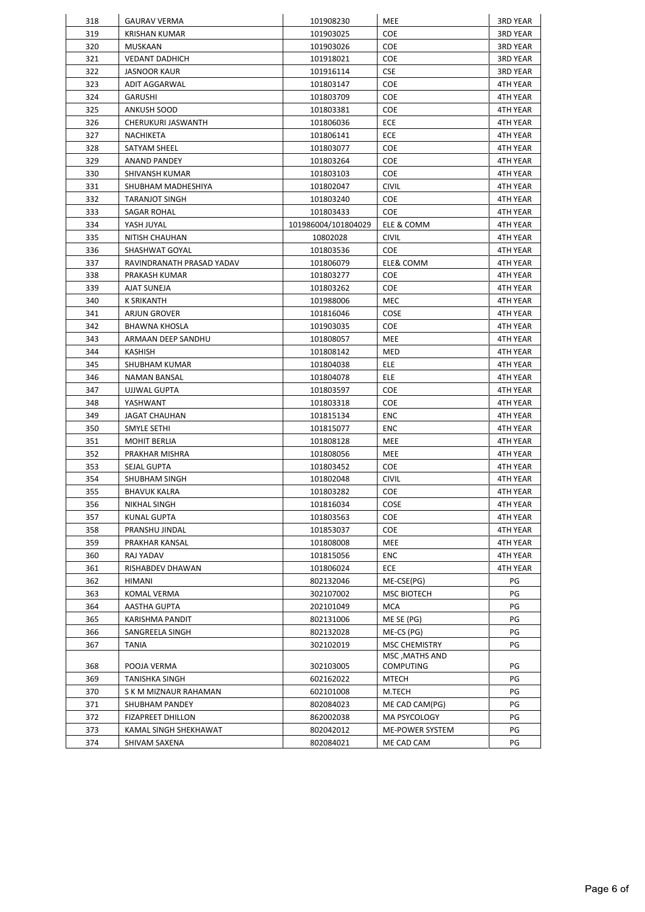| | | | | |
|---|---|---|---|---|
| 318 | GAURAV VERMA | 101908230 | MEE | 3RD YEAR |
| 319 | KRISHAN KUMAR | 101903025 | COE | 3RD YEAR |
| 320 | MUSKAAN | 101903026 | COE | 3RD YEAR |
| 321 | VEDANT DADHICH | 101918021 | COE | 3RD YEAR |
| 322 | JASNOOR KAUR | 101916114 | CSE | 3RD YEAR |
| 323 | ADIT AGGARWAL | 101803147 | COE | 4TH YEAR |
| 324 | GARUSHI | 101803709 | COE | 4TH YEAR |
| 325 | ANKUSH SOOD | 101803381 | COE | 4TH YEAR |
| 326 | CHERUKURI JASWANTH | 101806036 | ECE | 4TH YEAR |
| 327 | NACHIKETA | 101806141 | ECE | 4TH YEAR |
| 328 | SATYAM SHEEL | 101803077 | COE | 4TH YEAR |
| 329 | ANAND PANDEY | 101803264 | COE | 4TH YEAR |
| 330 | SHIVANSH KUMAR | 101803103 | COE | 4TH YEAR |
| 331 | SHUBHAM MADHESHIYA | 101802047 | CIVIL | 4TH YEAR |
| 332 | TARANJOT SINGH | 101803240 | COE | 4TH YEAR |
| 333 | SAGAR ROHAL | 101803433 | COE | 4TH YEAR |
| 334 | YASH JUYAL | 101986004/101804029 | ELE & COMM | 4TH YEAR |
| 335 | NITISH CHAUHAN | 10802028 | CIVIL | 4TH YEAR |
| 336 | SHASHWAT GOYAL | 101803536 | COE | 4TH YEAR |
| 337 | RAVINDRANATH PRASAD YADAV | 101806079 | ELE& COMM | 4TH YEAR |
| 338 | PRAKASH KUMAR | 101803277 | COE | 4TH YEAR |
| 339 | AJAT SUNEJA | 101803262 | COE | 4TH YEAR |
| 340 | K SRIKANTH | 101988006 | MEC | 4TH YEAR |
| 341 | ARJUN GROVER | 101816046 | COSE | 4TH YEAR |
| 342 | BHAWNA KHOSLA | 101903035 | COE | 4TH YEAR |
| 343 | ARMAAN DEEP SANDHU | 101808057 | MEE | 4TH YEAR |
| 344 | KASHISH | 101808142 | MED | 4TH YEAR |
| 345 | SHUBHAM KUMAR | 101804038 | ELE | 4TH YEAR |
| 346 | NAMAN BANSAL | 101804078 | ELE | 4TH YEAR |
| 347 | UJJWAL GUPTA | 101803597 | COE | 4TH YEAR |
| 348 | YASHWANT | 101803318 | COE | 4TH YEAR |
| 349 | JAGAT CHAUHAN | 101815134 | ENC | 4TH YEAR |
| 350 | SMYLE SETHI | 101815077 | ENC | 4TH YEAR |
| 351 | MOHIT BERLIA | 101808128 | MEE | 4TH YEAR |
| 352 | PRAKHAR MISHRA | 101808056 | MEE | 4TH YEAR |
| 353 | SEJAL GUPTA | 101803452 | COE | 4TH YEAR |
| 354 | SHUBHAM SINGH | 101802048 | CIVIL | 4TH YEAR |
| 355 | BHAVUK KALRA | 101803282 | COE | 4TH YEAR |
| 356 | NIKHAL SINGH | 101816034 | COSE | 4TH YEAR |
| 357 | KUNAL GUPTA | 101803563 | COE | 4TH YEAR |
| 358 | PRANSHU JINDAL | 101853037 | COE | 4TH YEAR |
| 359 | PRAKHAR KANSAL | 101808008 | MEE | 4TH YEAR |
| 360 | RAJ YADAV | 101815056 | ENC | 4TH YEAR |
| 361 | RISHABDEV DHAWAN | 101806024 | ECE | 4TH YEAR |
| 362 | HIMANI | 802132046 | ME-CSE(PG) | PG |
| 363 | KOMAL VERMA | 302107002 | MSC BIOTECH | PG |
| 364 | AASTHA GUPTA | 202101049 | MCA | PG |
| 365 | KARISHMA PANDIT | 802131006 | ME SE (PG) | PG |
| 366 | SANGREELA SINGH | 802132028 | ME-CS (PG) | PG |
| 367 | TANIA | 302102019 | MSC CHEMISTRY | PG |
| 368 | POOJA VERMA | 302103005 | MSC ,MATHS AND COMPUTING | PG |
| 369 | TANISHKA SINGH | 602162022 | MTECH | PG |
| 370 | S K M MIZNAUR RAHAMAN | 602101008 | M.TECH | PG |
| 371 | SHUBHAM PANDEY | 802084023 | ME CAD CAM(PG) | PG |
| 372 | FIZAPREET DHILLON | 862002038 | MA PSYCOLOGY | PG |
| 373 | KAMAL SINGH SHEKHAWAT | 802042012 | ME-POWER SYSTEM | PG |
| 374 | SHIVAM SAXENA | 802084021 | ME CAD CAM | PG |